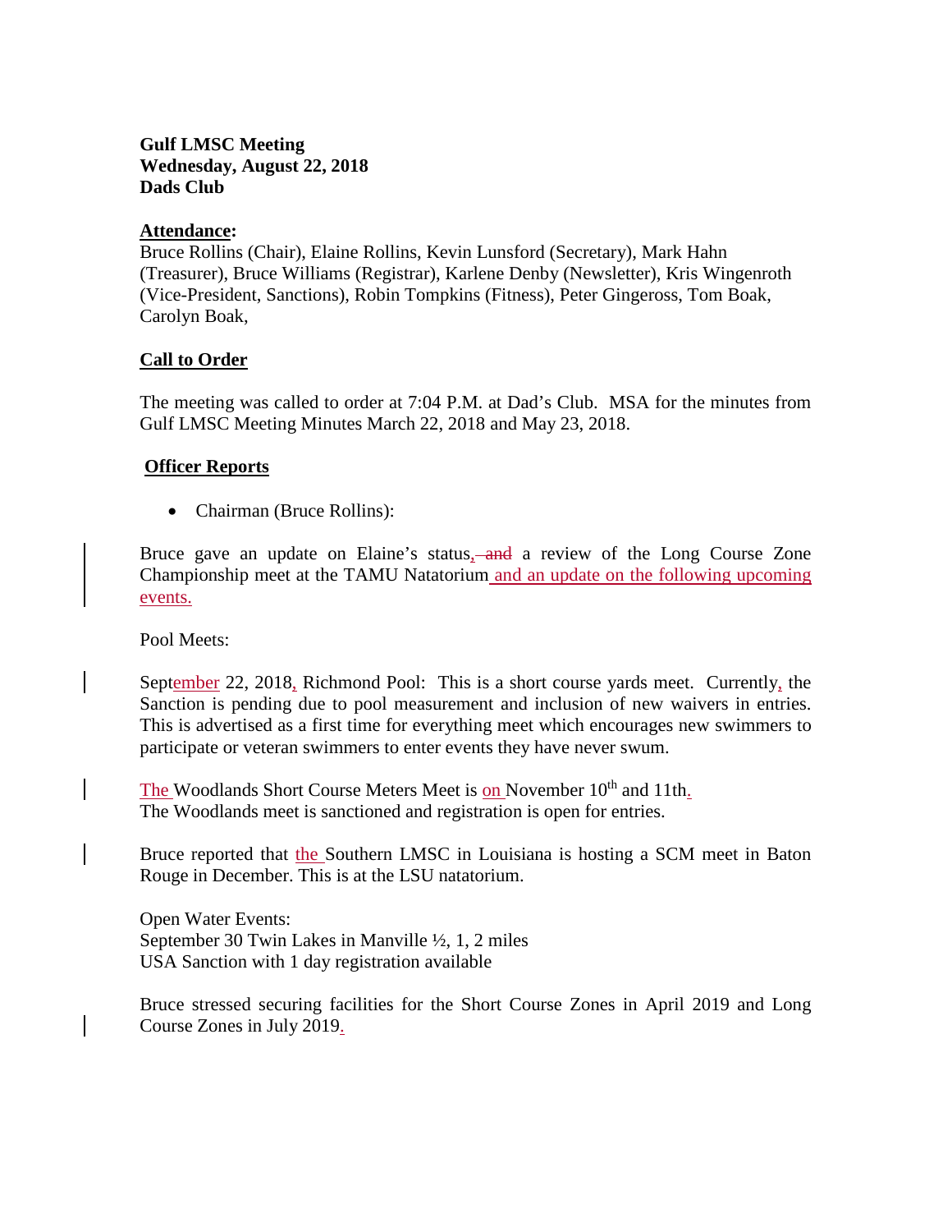**Gulf LMSC Meeting**
**Wednesday, August 22, 2018**
**Dads Club**

**Attendance:**
Bruce Rollins (Chair), Elaine Rollins, Kevin Lunsford (Secretary), Mark Hahn (Treasurer), Bruce Williams (Registrar), Karlene Denby (Newsletter), Kris Wingenroth (Vice-President, Sanctions), Robin Tompkins (Fitness), Peter Gingeross, Tom Boak, Carolyn Boak,

**Call to Order**

The meeting was called to order at 7:04 P.M. at Dad's Club. MSA for the minutes from Gulf LMSC Meeting Minutes March 22, 2018 and May 23, 2018.

**Officer Reports**

- Chairman (Bruce Rollins):

Bruce gave an update on Elaine's status, ~~and~~ a review of the Long Course Zone Championship meet at the TAMU Natatorium and an update on the following upcoming events.

Pool Meets:

September 22, 2018, Richmond Pool: This is a short course yards meet. Currently, the Sanction is pending due to pool measurement and inclusion of new waivers in entries. This is advertised as a first time for everything meet which encourages new swimmers to participate or veteran swimmers to enter events they have never swum.

The Woodlands Short Course Meters Meet is on November 10th and 11th.
The Woodlands meet is sanctioned and registration is open for entries.

Bruce reported that the Southern LMSC in Louisiana is hosting a SCM meet in Baton Rouge in December. This is at the LSU natatorium.

Open Water Events:
September 30 Twin Lakes in Manville ½, 1, 2 miles
USA Sanction with 1 day registration available

Bruce stressed securing facilities for the Short Course Zones in April 2019 and Long Course Zones in July 2019.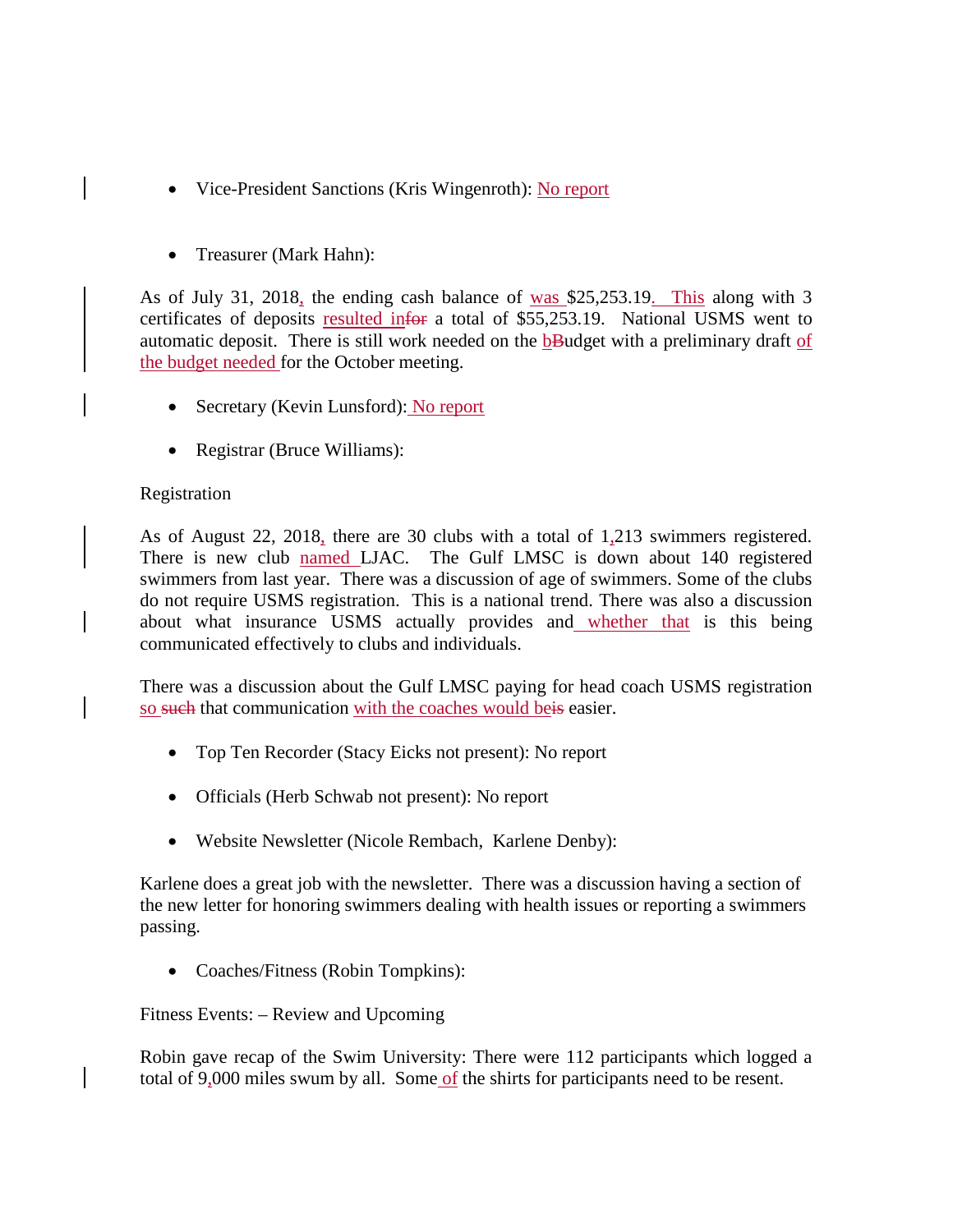- Vice-President Sanctions (Kris Wingenroth): No report

- Treasurer (Mark Hahn):

As of July 31, 2018, the ending cash balance of was $25,253.19. This along with 3 certificates of deposits resulted in~~for~~ a total of $55,253.19. National USMS went to automatic deposit. There is still work needed on the b~~B~~udget with a preliminary draft of the budget needed for the October meeting.

- Secretary (Kevin Lunsford): No report

- Registrar (Bruce Williams):

Registration

As of August 22, 2018, there are 30 clubs with a total of 1,213 swimmers registered. There is new club named LJAC. The Gulf LMSC is down about 140 registered swimmers from last year. There was a discussion of age of swimmers. Some of the clubs do not require USMS registration. This is a national trend. There was also a discussion about what insurance USMS actually provides and whether that is this being communicated effectively to clubs and individuals.

There was a discussion about the Gulf LMSC paying for head coach USMS registration so ~~such~~ that communication with the coaches would be~~is~~ easier.

- Top Ten Recorder (Stacy Eicks not present): No report

- Officials (Herb Schwab not present): No report

- Website Newsletter (Nicole Rembach, Karlene Denby):

Karlene does a great job with the newsletter. There was a discussion having a section of the new letter for honoring swimmers dealing with health issues or reporting a swimmers passing.

- Coaches/Fitness (Robin Tompkins):

Fitness Events: – Review and Upcoming

Robin gave recap of the Swim University: There were 112 participants which logged a total of 9,000 miles swum by all. Some of the shirts for participants need to be resent.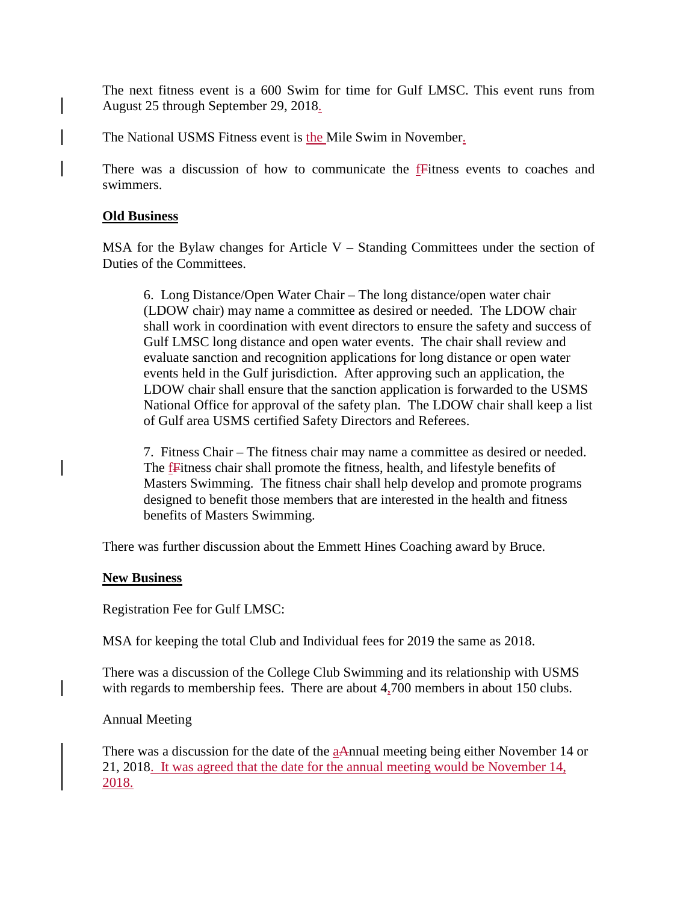The next fitness event is a 600 Swim for time for Gulf LMSC. This event runs from August 25 through September 29, 2018.

The National USMS Fitness event is the Mile Swim in November.

There was a discussion of how to communicate the fitness events to coaches and swimmers.

**Old Business**

MSA for the Bylaw changes for Article V – Standing Committees under the section of Duties of the Committees.

> 6. Long Distance/Open Water Chair – The long distance/open water chair (LDOW chair) may name a committee as desired or needed. The LDOW chair shall work in coordination with event directors to ensure the safety and success of Gulf LMSC long distance and open water events. The chair shall review and evaluate sanction and recognition applications for long distance or open water events held in the Gulf jurisdiction. After approving such an application, the LDOW chair shall ensure that the sanction application is forwarded to the USMS National Office for approval of the safety plan. The LDOW chair shall keep a list of Gulf area USMS certified Safety Directors and Referees.
>
> 7. Fitness Chair – The fitness chair may name a committee as desired or needed. The fitness chair shall promote the fitness, health, and lifestyle benefits of Masters Swimming. The fitness chair shall help develop and promote programs designed to benefit those members that are interested in the health and fitness benefits of Masters Swimming.

There was further discussion about the Emmett Hines Coaching award by Bruce.

**New Business**

Registration Fee for Gulf LMSC:

MSA for keeping the total Club and Individual fees for 2019 the same as 2018.

There was a discussion of the College Club Swimming and its relationship with USMS with regards to membership fees. There are about 4,700 members in about 150 clubs.

Annual Meeting

There was a discussion for the date of the annual meeting being either November 14 or 21, 2018. It was agreed that the date for the annual meeting would be November 14, 2018.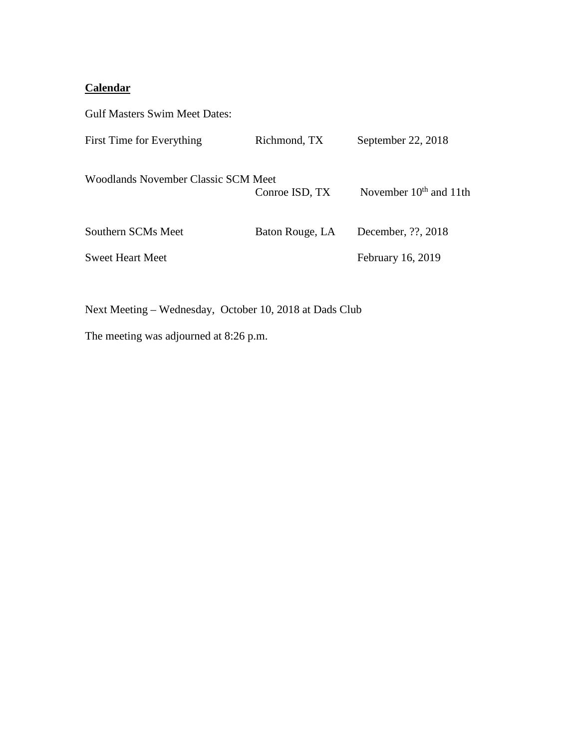**Calendar**

Gulf Masters Swim Meet Dates:

| | | |
|---|---|---|
| First Time for Everything | Richmond, TX | September 22, 2018 |
| Woodlands November Classic SCM Meet | Conroe ISD, TX | November 10th and 11th |
| Southern SCMs Meet | Baton Rouge, LA | December, ??, 2018 |
| Sweet Heart Meet | | February 16, 2019 |

Next Meeting – Wednesday, October 10, 2018 at Dads Club

The meeting was adjourned at 8:26 p.m.